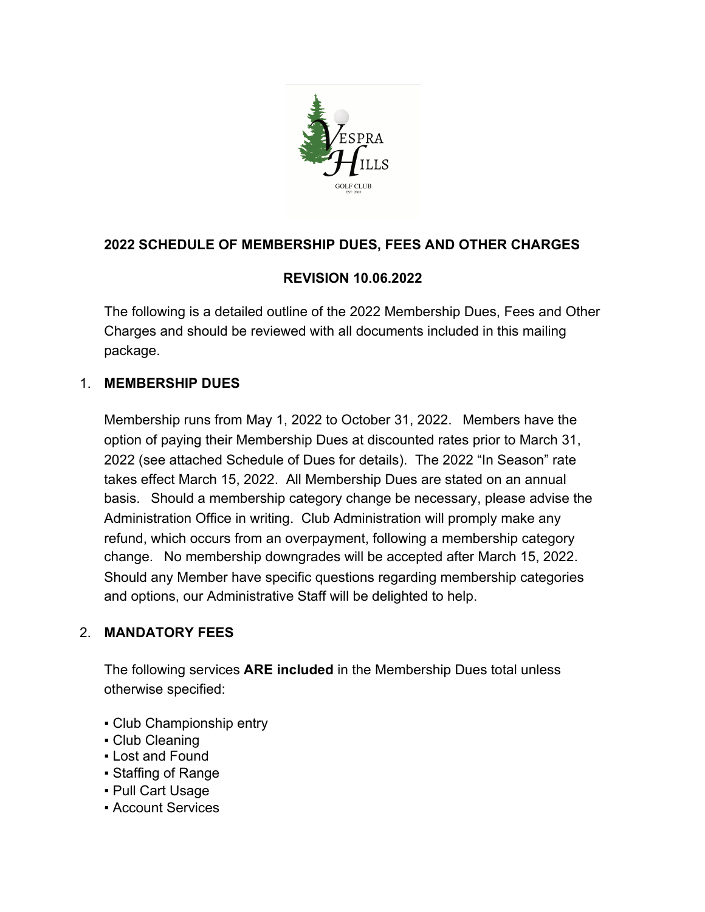**2022 SCHEDULE OF MEMBERSHIP DUES, FEES AND OTHER CHARGES**

**REVISION 10.06.2022**

The following is a detailed outline of the 2022 Membership Dues, Fees and Other Charges and should be reviewed with all documents included in this mailing package.

1. **MEMBERSHIP DUES**

   Membership runs from May 1, 2022 to October 31, 2022. Members have the option of paying their Membership Dues at discounted rates prior to March 31, 2022 (see attached Schedule of Dues for details). The 2022 "In Season" rate takes effect March 15, 2022. All Membership Dues are stated on an annual basis. Should a membership category change be necessary, please advise the Administration Office in writing. Club Administration will promply make any refund, which occurs from an overpayment, following a membership category change. No membership downgrades will be accepted after March 15, 2022. Should any Member have specific questions regarding membership categories and options, our Administrative Staff will be delighted to help.

2. **MANDATORY FEES**

   The following services **ARE included** in the Membership Dues total unless otherwise specified:

   ▪ Club Championship entry
   ▪ Club Cleaning
   ▪ Lost and Found
   ▪ Staffing of Range
   ▪ Pull Cart Usage
   ▪ Account Services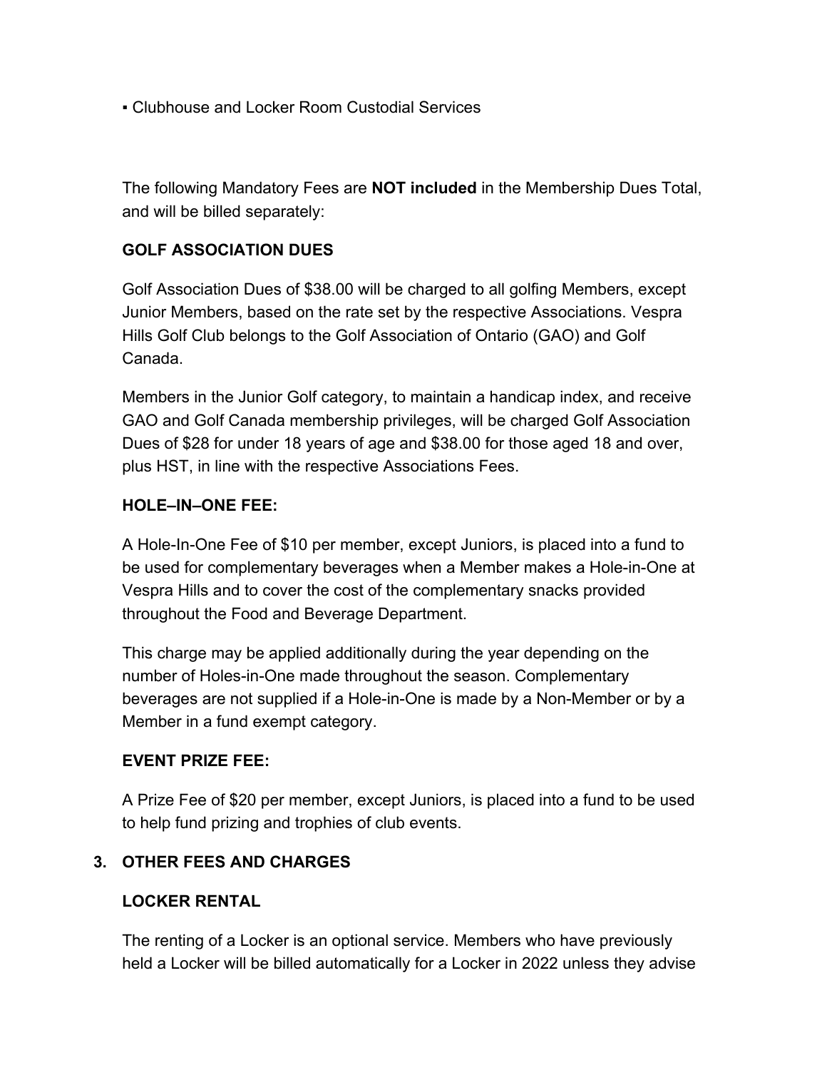▪ Clubhouse and Locker Room Custodial Services

The following Mandatory Fees are **NOT included** in the Membership Dues Total, and will be billed separately:

**GOLF ASSOCIATION DUES**

Golf Association Dues of $38.00 will be charged to all golfing Members, except Junior Members, based on the rate set by the respective Associations. Vespra Hills Golf Club belongs to the Golf Association of Ontario (GAO) and Golf Canada.

Members in the Junior Golf category, to maintain a handicap index, and receive GAO and Golf Canada membership privileges, will be charged Golf Association Dues of $28 for under 18 years of age and $38.00 for those aged 18 and over, plus HST, in line with the respective Associations Fees.

**HOLE–IN–ONE FEE:**

A Hole-In-One Fee of $10 per member, except Juniors, is placed into a fund to be used for complementary beverages when a Member makes a Hole-in-One at Vespra Hills and to cover the cost of the complementary snacks provided throughout the Food and Beverage Department.

This charge may be applied additionally during the year depending on the number of Holes-in-One made throughout the season. Complementary beverages are not supplied if a Hole-in-One is made by a Non-Member or by a Member in a fund exempt category.

**EVENT PRIZE FEE:**

A Prize Fee of $20 per member, except Juniors, is placed into a fund to be used to help fund prizing and trophies of club events.

**3. OTHER FEES AND CHARGES**

**LOCKER RENTAL**

The renting of a Locker is an optional service. Members who have previously held a Locker will be billed automatically for a Locker in 2022 unless they advise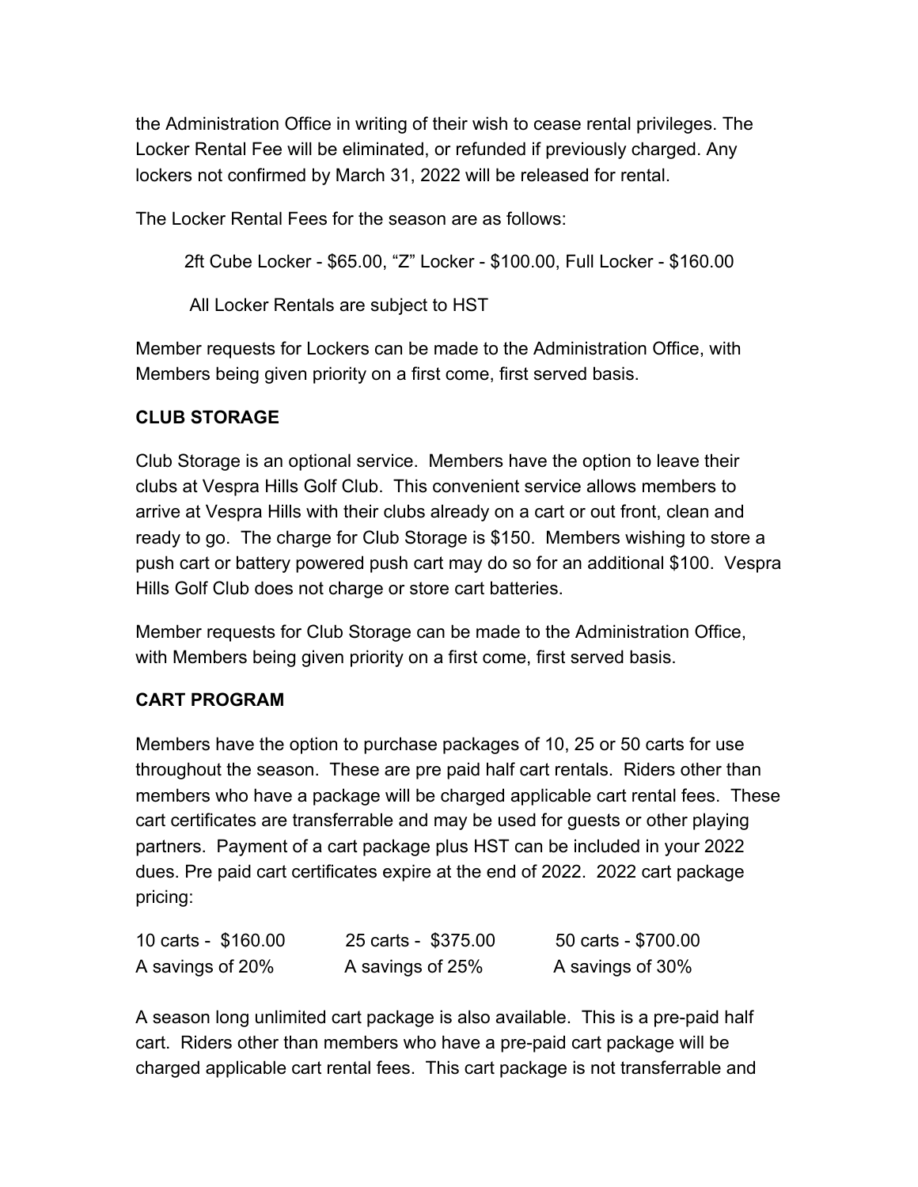the Administration Office in writing of their wish to cease rental privileges. The Locker Rental Fee will be eliminated, or refunded if previously charged. Any lockers not confirmed by March 31, 2022 will be released for rental.

The Locker Rental Fees for the season are as follows:

2ft Cube Locker - $65.00, “Z” Locker - $100.00, Full Locker - $160.00

All Locker Rentals are subject to HST

Member requests for Lockers can be made to the Administration Office, with Members being given priority on a first come, first served basis.

**CLUB STORAGE**

Club Storage is an optional service. Members have the option to leave their clubs at Vespra Hills Golf Club. This convenient service allows members to arrive at Vespra Hills with their clubs already on a cart or out front, clean and ready to go. The charge for Club Storage is $150. Members wishing to store a push cart or battery powered push cart may do so for an additional $100. Vespra Hills Golf Club does not charge or store cart batteries.

Member requests for Club Storage can be made to the Administration Office, with Members being given priority on a first come, first served basis.

**CART PROGRAM**

Members have the option to purchase packages of 10, 25 or 50 carts for use throughout the season. These are pre paid half cart rentals. Riders other than members who have a package will be charged applicable cart rental fees. These cart certificates are transferrable and may be used for guests or other playing partners. Payment of a cart package plus HST can be included in your 2022 dues. Pre paid cart certificates expire at the end of 2022. 2022 cart package pricing:

| 10 carts - $160.00 | 25 carts - $375.00 | 50 carts - $700.00 |
|---|---|---|
| A savings of 20% | A savings of 25% | A savings of 30% |

A season long unlimited cart package is also available. This is a pre-paid half cart. Riders other than members who have a pre-paid cart package will be charged applicable cart rental fees. This cart package is not transferrable and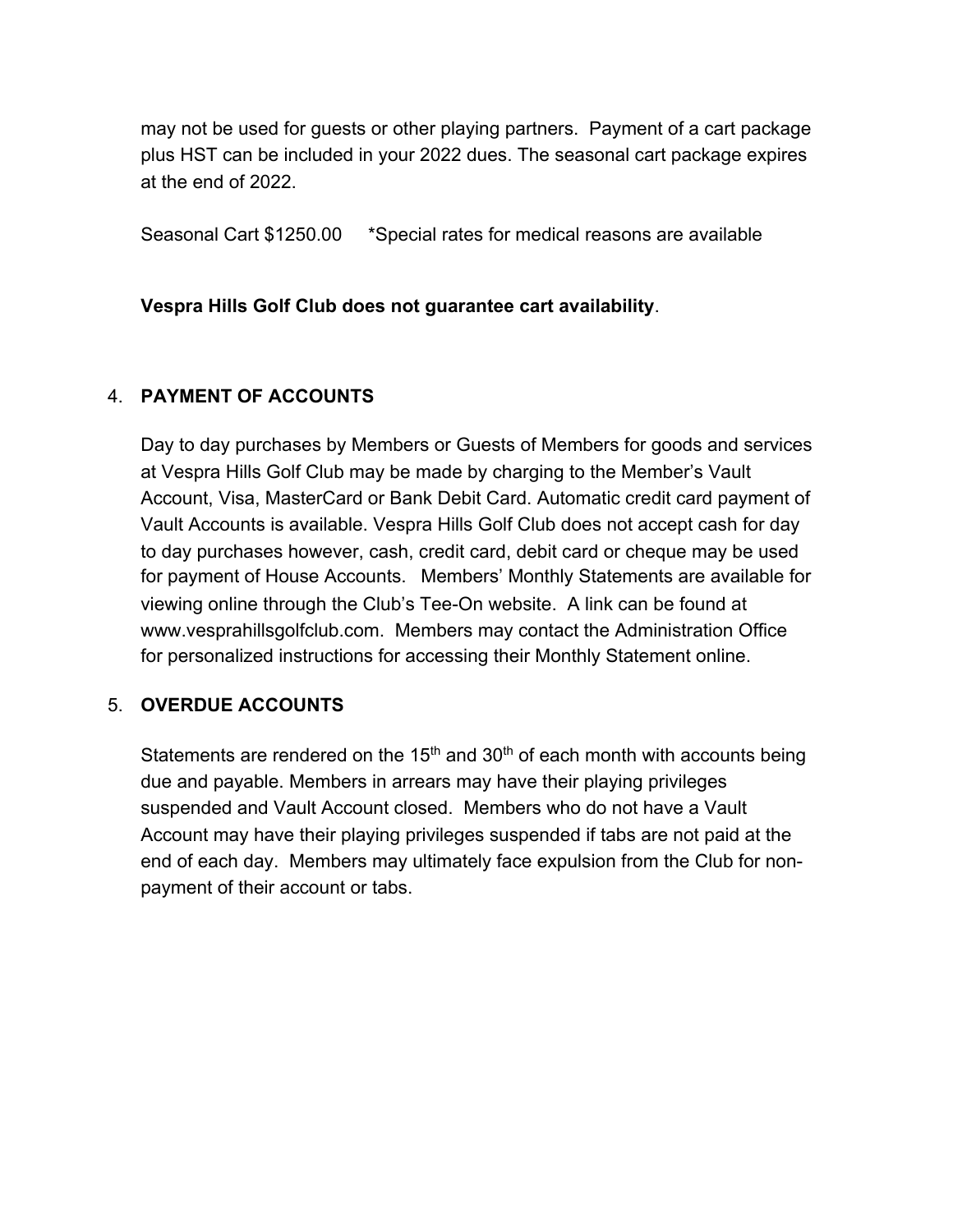may not be used for guests or other playing partners. Payment of a cart package plus HST can be included in your 2022 dues. The seasonal cart package expires at the end of 2022.

Seasonal Cart $1250.00     *Special rates for medical reasons are available

**Vespra Hills Golf Club does not guarantee cart availability**.

## 4. PAYMENT OF ACCOUNTS

Day to day purchases by Members or Guests of Members for goods and services at Vespra Hills Golf Club may be made by charging to the Member's Vault Account, Visa, MasterCard or Bank Debit Card. Automatic credit card payment of Vault Accounts is available. Vespra Hills Golf Club does not accept cash for day to day purchases however, cash, credit card, debit card or cheque may be used for payment of House Accounts. Members' Monthly Statements are available for viewing online through the Club's Tee-On website. A link can be found at www.vesprahillsgolfclub.com. Members may contact the Administration Office for personalized instructions for accessing their Monthly Statement online.

## 5. OVERDUE ACCOUNTS

Statements are rendered on the 15th and 30th of each month with accounts being due and payable. Members in arrears may have their playing privileges suspended and Vault Account closed. Members who do not have a Vault Account may have their playing privileges suspended if tabs are not paid at the end of each day. Members may ultimately face expulsion from the Club for non-payment of their account or tabs.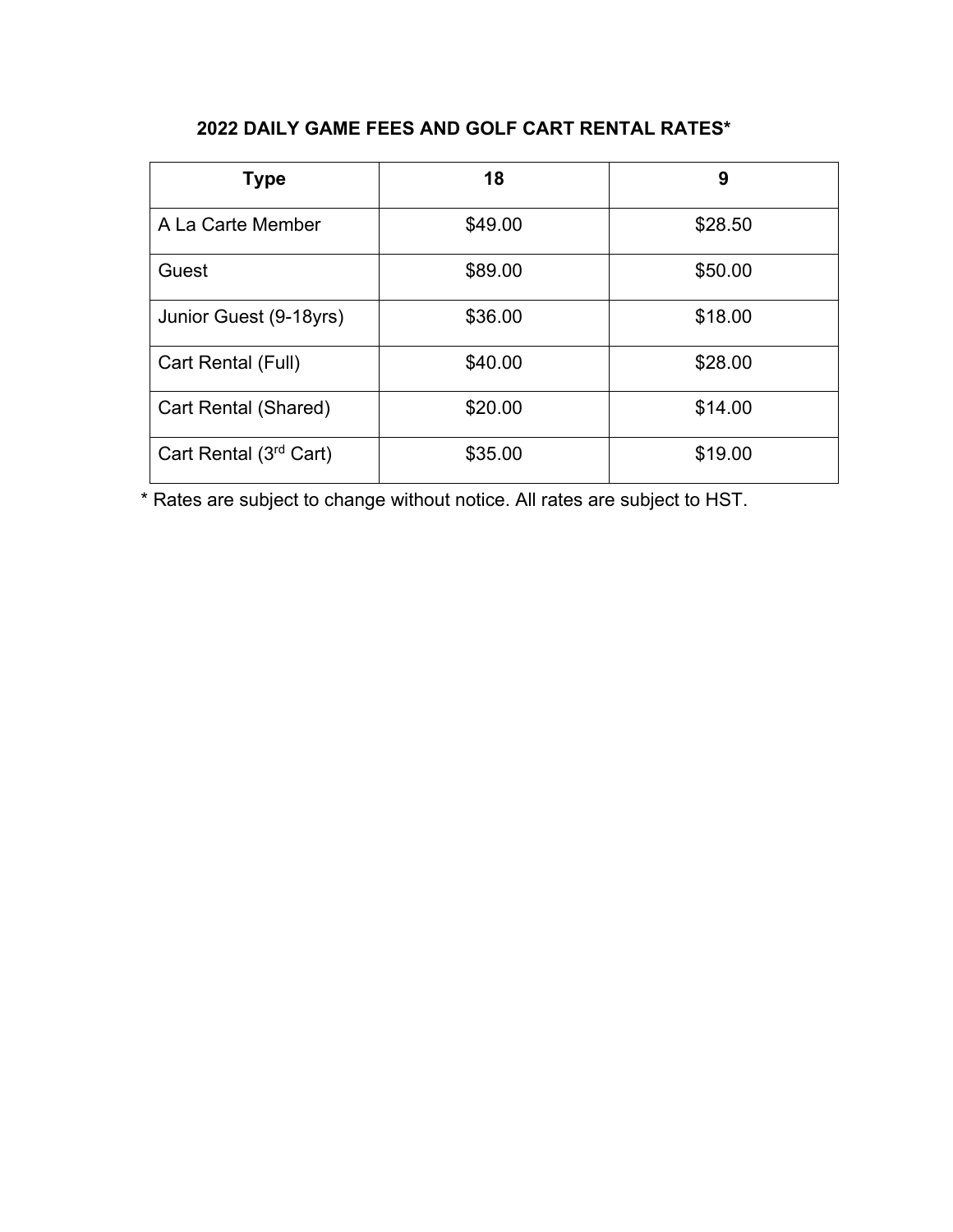## 2022 DAILY GAME FEES AND GOLF CART RENTAL RATES*

| Type | 18 | 9 |
|---|---|---|
| A La Carte Member | $49.00 | $28.50 |
| Guest | $89.00 | $50.00 |
| Junior Guest (9-18yrs) | $36.00 | $18.00 |
| Cart Rental (Full) | $40.00 | $28.00 |
| Cart Rental (Shared) | $20.00 | $14.00 |
| Cart Rental (3rd Cart) | $35.00 | $19.00 |

* Rates are subject to change without notice. All rates are subject to HST.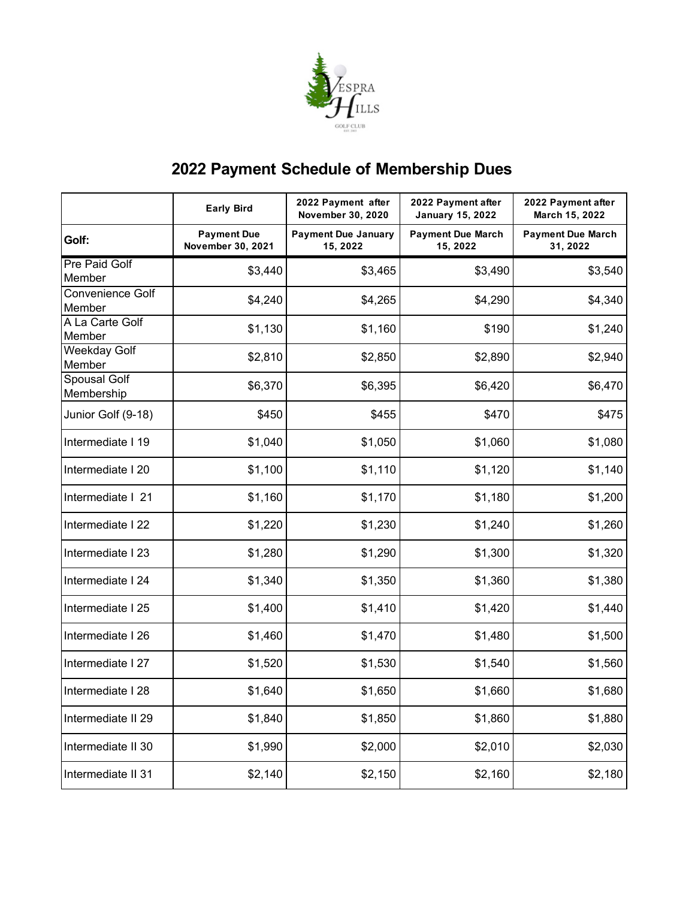# 2022 Payment Schedule of Membership Dues

| | Early Bird | 2022 Payment after November 30, 2020 | 2022 Payment after January 15, 2022 | 2022 Payment after March 15, 2022 |
|---|---|---|---|---|
| **Golf:** | **Payment Due November 30, 2021** | **Payment Due January 15, 2022** | **Payment Due March 15, 2022** | **Payment Due March 31, 2022** |
| Pre Paid Golf Member | $3,440 | $3,465 | $3,490 | $3,540 |
| Convenience Golf Member | $4,240 | $4,265 | $4,290 | $4,340 |
| A La Carte Golf Member | $1,130 | $1,160 | $190 | $1,240 |
| Weekday Golf Member | $2,810 | $2,850 | $2,890 | $2,940 |
| Spousal Golf Membership | $6,370 | $6,395 | $6,420 | $6,470 |
| Junior Golf (9-18) | $450 | $455 | $470 | $475 |
| Intermediate I 19 | $1,040 | $1,050 | $1,060 | $1,080 |
| Intermediate I 20 | $1,100 | $1,110 | $1,120 | $1,140 |
| Intermediate I 21 | $1,160 | $1,170 | $1,180 | $1,200 |
| Intermediate I 22 | $1,220 | $1,230 | $1,240 | $1,260 |
| Intermediate I 23 | $1,280 | $1,290 | $1,300 | $1,320 |
| Intermediate I 24 | $1,340 | $1,350 | $1,360 | $1,380 |
| Intermediate I 25 | $1,400 | $1,410 | $1,420 | $1,440 |
| Intermediate I 26 | $1,460 | $1,470 | $1,480 | $1,500 |
| Intermediate I 27 | $1,520 | $1,530 | $1,540 | $1,560 |
| Intermediate I 28 | $1,640 | $1,650 | $1,660 | $1,680 |
| Intermediate II 29 | $1,840 | $1,850 | $1,860 | $1,880 |
| Intermediate II 30 | $1,990 | $2,000 | $2,010 | $2,030 |
| Intermediate II 31 | $2,140 | $2,150 | $2,160 | $2,180 |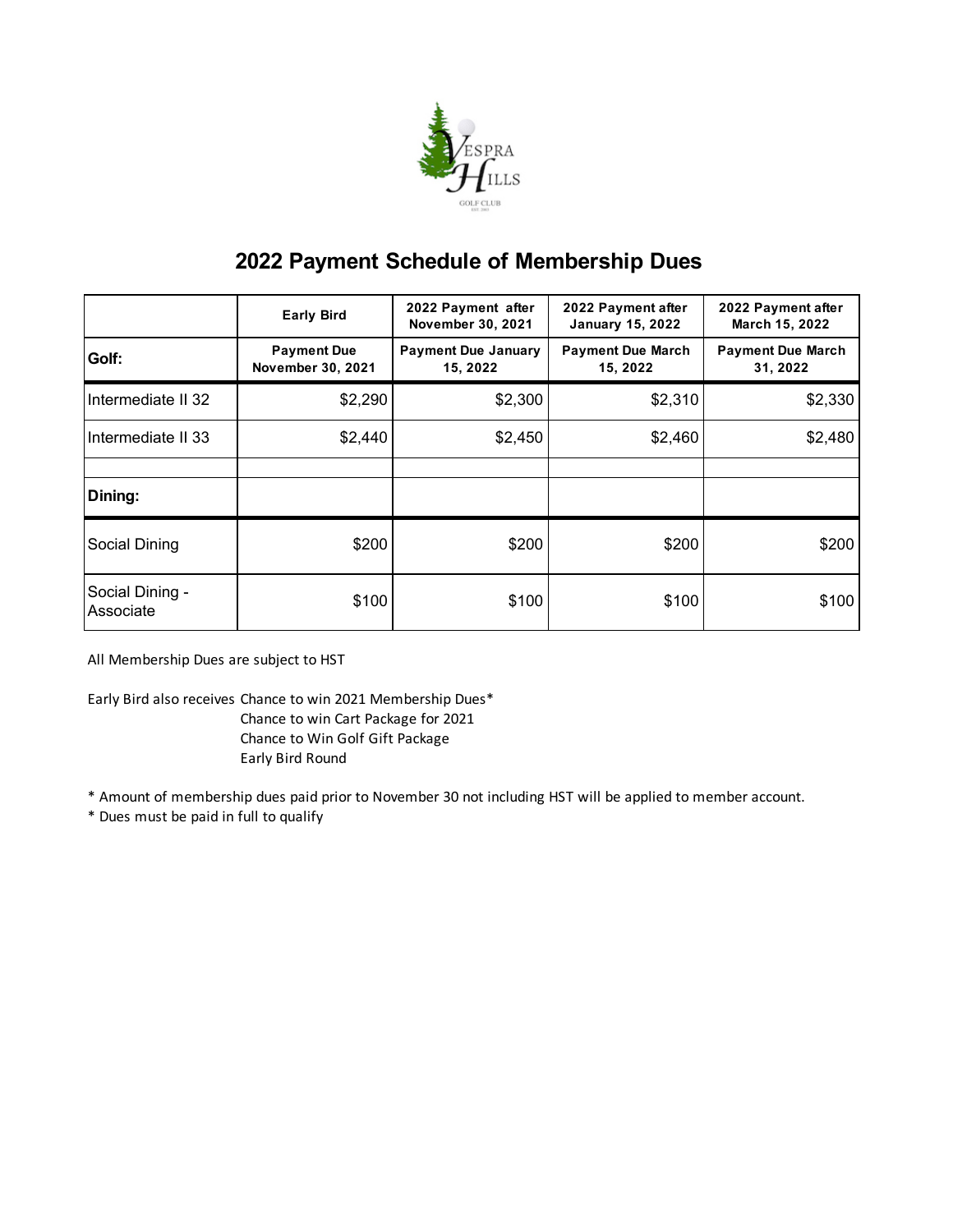# 2022 Payment Schedule of Membership Dues

| | Early Bird | 2022 Payment after November 30, 2021 | 2022 Payment after January 15, 2022 | 2022 Payment after March 15, 2022 |
|---|---|---|---|---|
| **Golf:** | **Payment Due November 30, 2021** | **Payment Due January 15, 2022** | **Payment Due March 15, 2022** | **Payment Due March 31, 2022** |
| Intermediate II 32 | $2,290 | $2,300 | $2,310 | $2,330 |
| Intermediate II 33 | $2,440 | $2,450 | $2,460 | $2,480 |
| | | | | |
| **Dining:** | | | | |
| Social Dining | $200 | $200 | $200 | $200 |
| Social Dining - Associate | $100 | $100 | $100 | $100 |

All Membership Dues are subject to HST

Early Bird also receives Chance to win 2021 Membership Dues*
Chance to win Cart Package for 2021
Chance to Win Golf Gift Package
Early Bird Round

* Amount of membership dues paid prior to November 30 not including HST will be applied to member account.
* Dues must be paid in full to qualify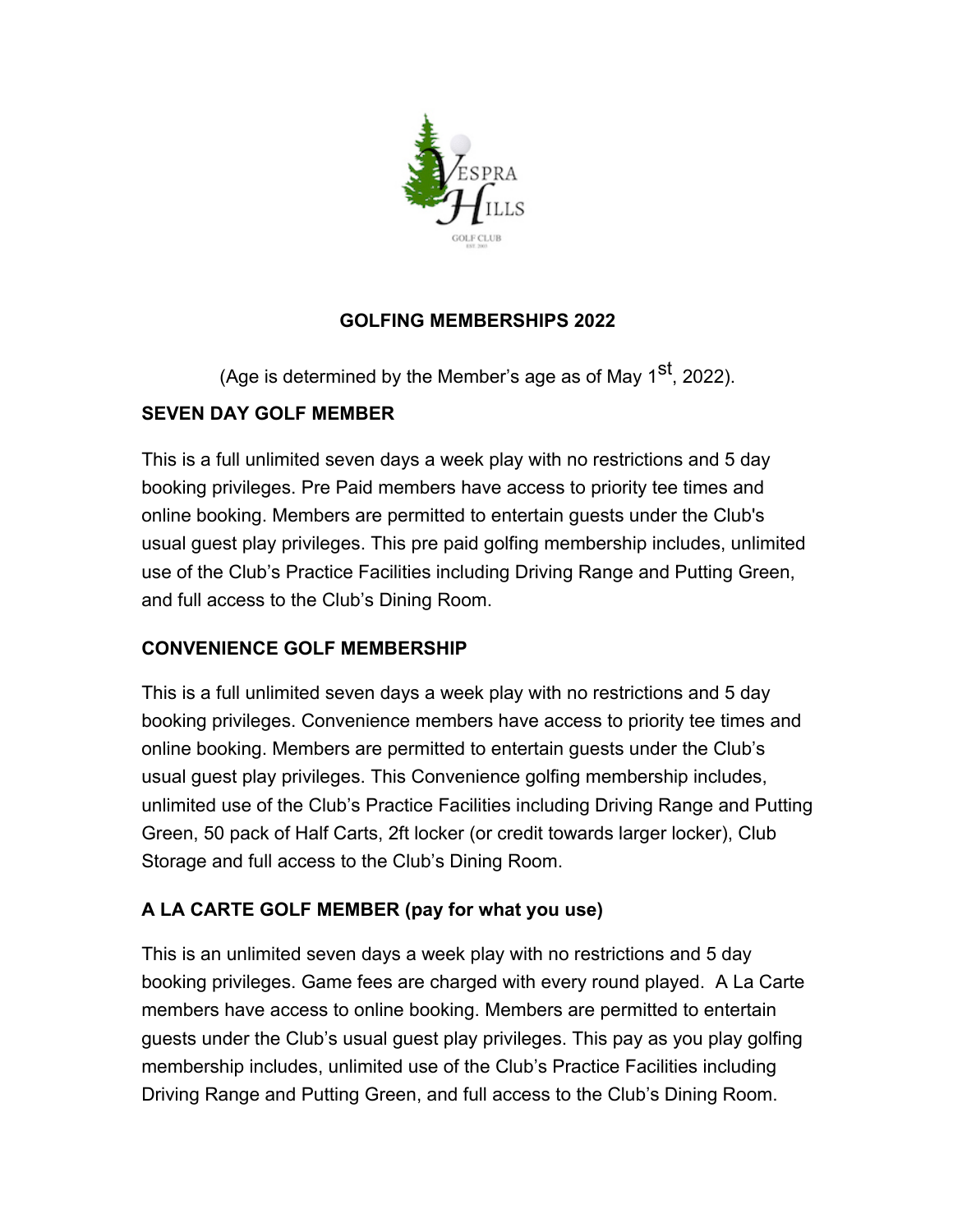## GOLFING MEMBERSHIPS 2022

(Age is determined by the Member's age as of May 1st, 2022).

### SEVEN DAY GOLF MEMBER

This is a full unlimited seven days a week play with no restrictions and 5 day booking privileges. Pre Paid members have access to priority tee times and online booking. Members are permitted to entertain guests under the Club's usual guest play privileges. This pre paid golfing membership includes, unlimited use of the Club's Practice Facilities including Driving Range and Putting Green, and full access to the Club's Dining Room.

### CONVENIENCE GOLF MEMBERSHIP

This is a full unlimited seven days a week play with no restrictions and 5 day booking privileges. Convenience members have access to priority tee times and online booking. Members are permitted to entertain guests under the Club's usual guest play privileges. This Convenience golfing membership includes, unlimited use of the Club's Practice Facilities including Driving Range and Putting Green, 50 pack of Half Carts, 2ft locker (or credit towards larger locker), Club Storage and full access to the Club's Dining Room.

### A LA CARTE GOLF MEMBER (pay for what you use)

This is an unlimited seven days a week play with no restrictions and 5 day booking privileges. Game fees are charged with every round played. A La Carte members have access to online booking. Members are permitted to entertain guests under the Club's usual guest play privileges. This pay as you play golfing membership includes, unlimited use of the Club's Practice Facilities including Driving Range and Putting Green, and full access to the Club's Dining Room.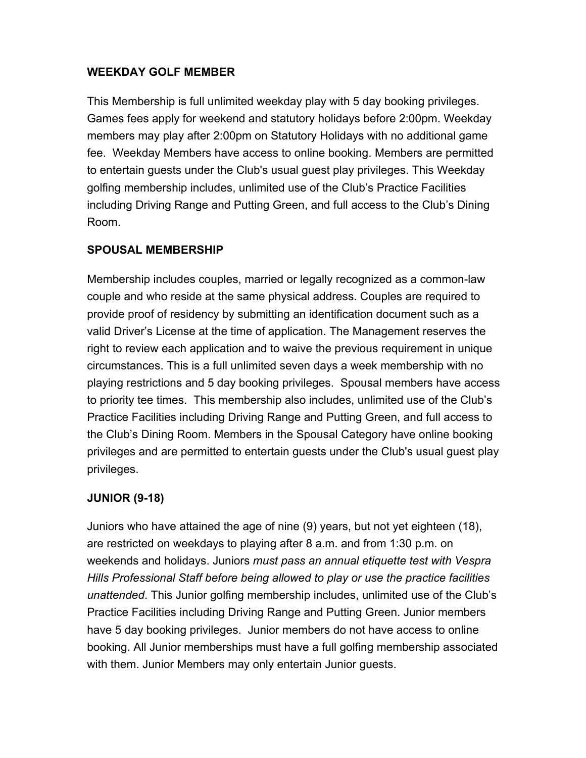### **WEEKDAY GOLF MEMBER**

This Membership is full unlimited weekday play with 5 day booking privileges. Games fees apply for weekend and statutory holidays before 2:00pm. Weekday members may play after 2:00pm on Statutory Holidays with no additional game fee. Weekday Members have access to online booking. Members are permitted to entertain guests under the Club's usual guest play privileges. This Weekday golfing membership includes, unlimited use of the Club's Practice Facilities including Driving Range and Putting Green, and full access to the Club's Dining Room.

### **SPOUSAL MEMBERSHIP**

Membership includes couples, married or legally recognized as a common-law couple and who reside at the same physical address. Couples are required to provide proof of residency by submitting an identification document such as a valid Driver's License at the time of application. The Management reserves the right to review each application and to waive the previous requirement in unique circumstances. This is a full unlimited seven days a week membership with no playing restrictions and 5 day booking privileges. Spousal members have access to priority tee times. This membership also includes, unlimited use of the Club's Practice Facilities including Driving Range and Putting Green, and full access to the Club's Dining Room. Members in the Spousal Category have online booking privileges and are permitted to entertain guests under the Club's usual guest play privileges.

### **JUNIOR (9-18)**

Juniors who have attained the age of nine (9) years, but not yet eighteen (18), are restricted on weekdays to playing after 8 a.m. and from 1:30 p.m. on weekends and holidays. Juniors *must pass an annual etiquette test with Vespra Hills Professional Staff before being allowed to play or use the practice facilities unattended*. This Junior golfing membership includes, unlimited use of the Club's Practice Facilities including Driving Range and Putting Green. Junior members have 5 day booking privileges. Junior members do not have access to online booking. All Junior memberships must have a full golfing membership associated with them. Junior Members may only entertain Junior guests.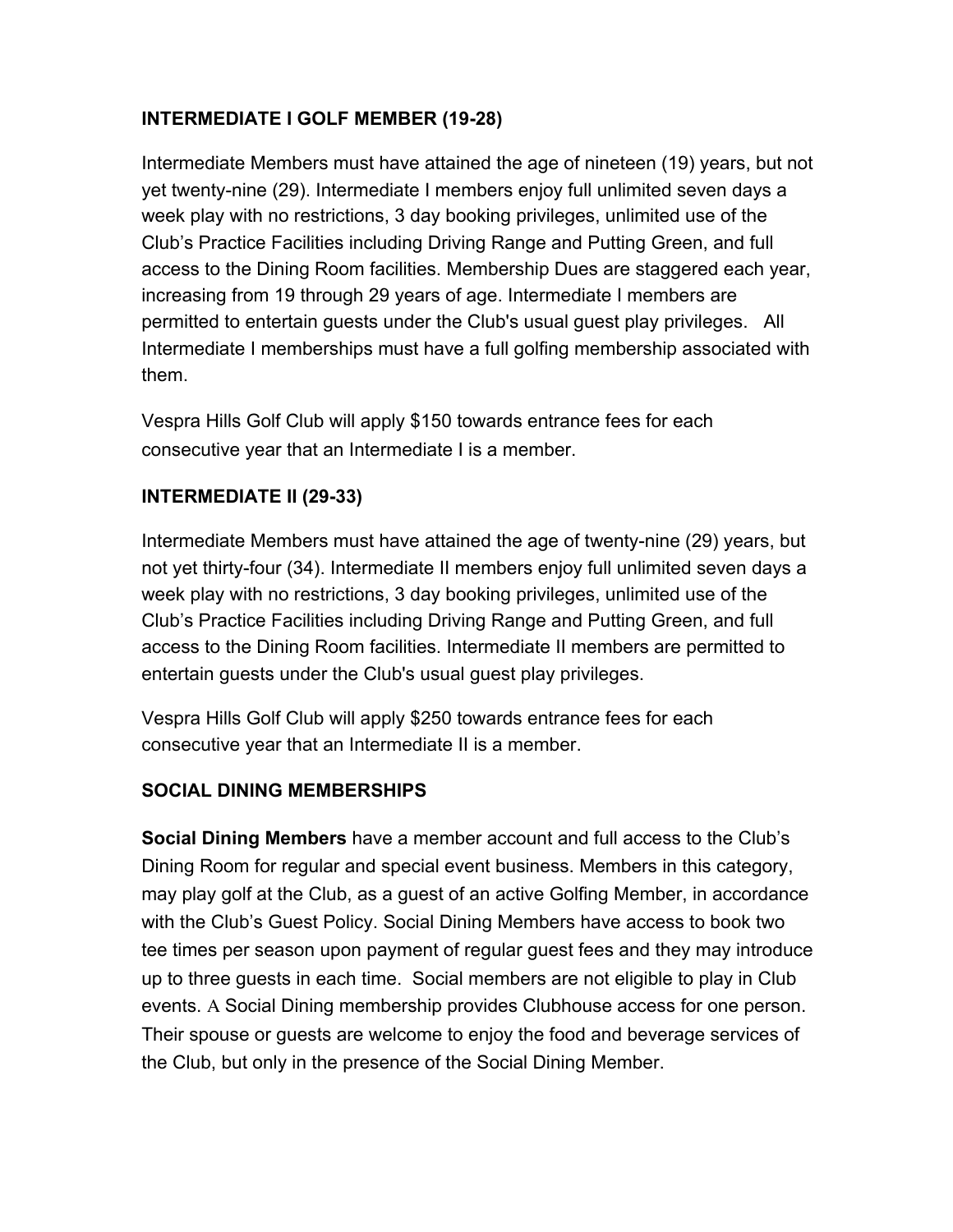## INTERMEDIATE I GOLF MEMBER (19-28)

Intermediate Members must have attained the age of nineteen (19) years, but not yet twenty-nine (29). Intermediate I members enjoy full unlimited seven days a week play with no restrictions, 3 day booking privileges, unlimited use of the Club's Practice Facilities including Driving Range and Putting Green, and full access to the Dining Room facilities. Membership Dues are staggered each year, increasing from 19 through 29 years of age. Intermediate I members are permitted to entertain guests under the Club's usual guest play privileges. All Intermediate I memberships must have a full golfing membership associated with them.

Vespra Hills Golf Club will apply $150 towards entrance fees for each consecutive year that an Intermediate I is a member.

## INTERMEDIATE II (29-33)

Intermediate Members must have attained the age of twenty-nine (29) years, but not yet thirty-four (34). Intermediate II members enjoy full unlimited seven days a week play with no restrictions, 3 day booking privileges, unlimited use of the Club's Practice Facilities including Driving Range and Putting Green, and full access to the Dining Room facilities. Intermediate II members are permitted to entertain guests under the Club's usual guest play privileges.

Vespra Hills Golf Club will apply $250 towards entrance fees for each consecutive year that an Intermediate II is a member.

## SOCIAL DINING MEMBERSHIPS

**Social Dining Members** have a member account and full access to the Club's Dining Room for regular and special event business. Members in this category, may play golf at the Club, as a guest of an active Golfing Member, in accordance with the Club's Guest Policy. Social Dining Members have access to book two tee times per season upon payment of regular guest fees and they may introduce up to three guests in each time. Social members are not eligible to play in Club events. A Social Dining membership provides Clubhouse access for one person. Their spouse or guests are welcome to enjoy the food and beverage services of the Club, but only in the presence of the Social Dining Member.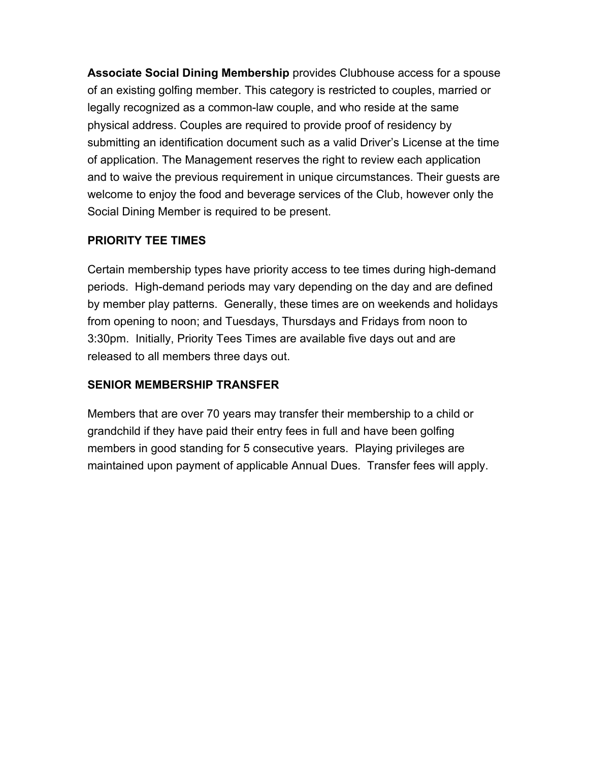**Associate Social Dining Membership** provides Clubhouse access for a spouse of an existing golfing member. This category is restricted to couples, married or legally recognized as a common-law couple, and who reside at the same physical address. Couples are required to provide proof of residency by submitting an identification document such as a valid Driver's License at the time of application. The Management reserves the right to review each application and to waive the previous requirement in unique circumstances. Their guests are welcome to enjoy the food and beverage services of the Club, however only the Social Dining Member is required to be present.

## PRIORITY TEE TIMES

Certain membership types have priority access to tee times during high-demand periods. High-demand periods may vary depending on the day and are defined by member play patterns. Generally, these times are on weekends and holidays from opening to noon; and Tuesdays, Thursdays and Fridays from noon to 3:30pm. Initially, Priority Tees Times are available five days out and are released to all members three days out.

## SENIOR MEMBERSHIP TRANSFER

Members that are over 70 years may transfer their membership to a child or grandchild if they have paid their entry fees in full and have been golfing members in good standing for 5 consecutive years. Playing privileges are maintained upon payment of applicable Annual Dues. Transfer fees will apply.